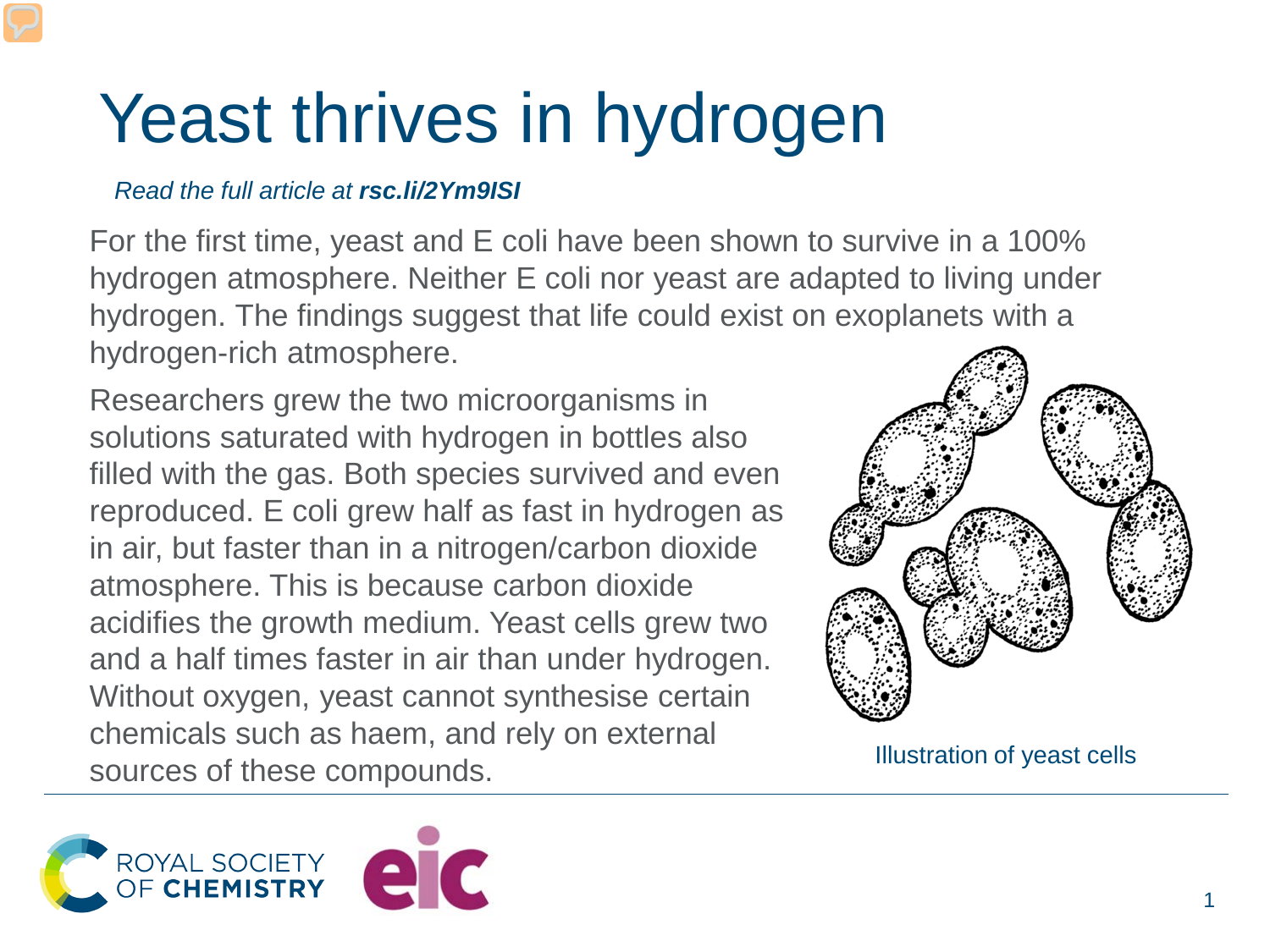# Yeast thrives in hydrogen

*Read the full article at **rsc.li/2Ym9ISI***

For the first time, yeast and E coli have been shown to survive in a 100% hydrogen atmosphere. Neither E coli nor yeast are adapted to living under hydrogen. The findings suggest that life could exist on exoplanets with a hydrogen-rich atmosphere.

Researchers grew the two microorganisms in solutions saturated with hydrogen in bottles also filled with the gas. Both species survived and even reproduced. E coli grew half as fast in hydrogen as in air, but faster than in a nitrogen/carbon dioxide atmosphere. This is because carbon dioxide acidifies the growth medium. Yeast cells grew two and a half times faster in air than under hydrogen. Without oxygen, yeast cannot synthesise certain chemicals such as haem, and rely on external sources of these compounds.

Illustration of yeast cells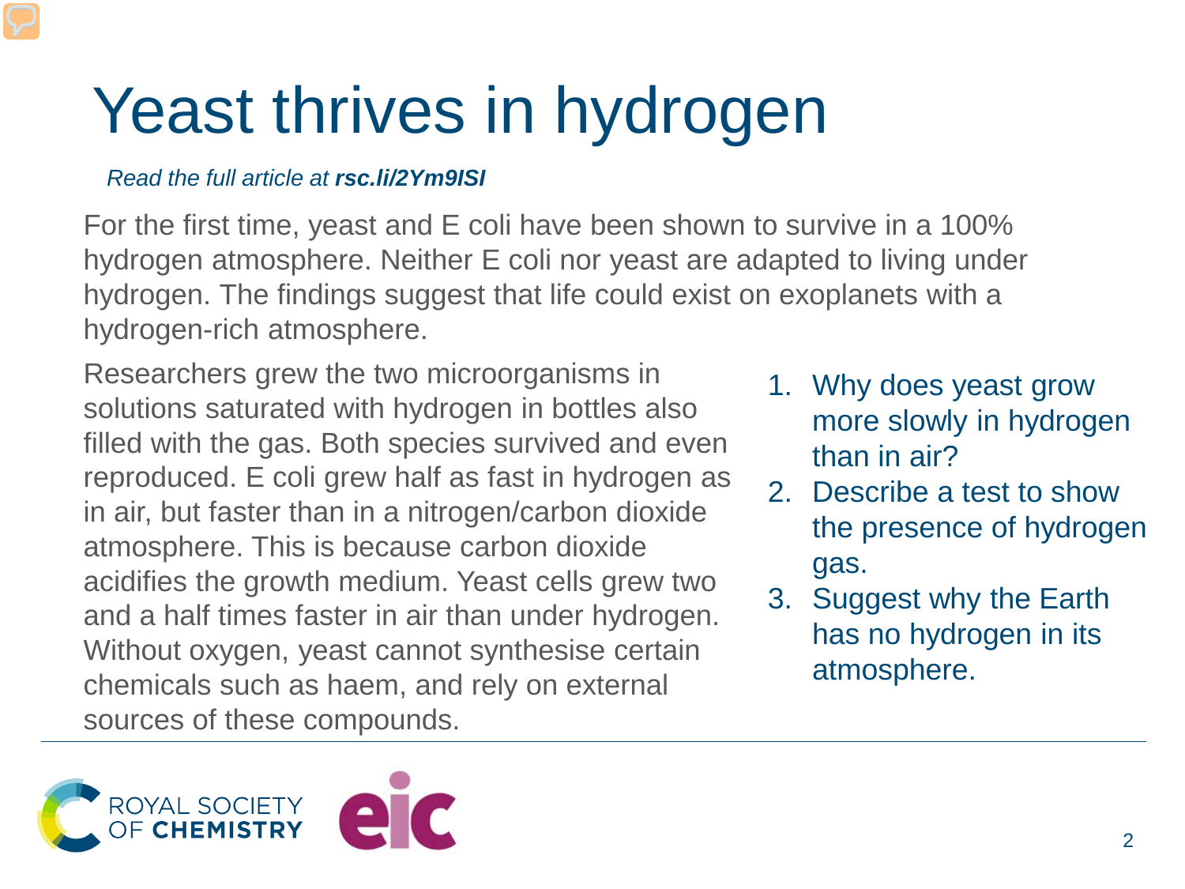# Yeast thrives in hydrogen

*Read the full article at* ***rsc.li/2Ym9ISI***

For the first time, yeast and E coli have been shown to survive in a 100% hydrogen atmosphere. Neither E coli nor yeast are adapted to living under hydrogen. The findings suggest that life could exist on exoplanets with a hydrogen-rich atmosphere.

Researchers grew the two microorganisms in solutions saturated with hydrogen in bottles also filled with the gas. Both species survived and even reproduced. E coli grew half as fast in hydrogen as in air, but faster than in a nitrogen/carbon dioxide atmosphere. This is because carbon dioxide acidifies the growth medium. Yeast cells grew two and a half times faster in air than under hydrogen. Without oxygen, yeast cannot synthesise certain chemicals such as haem, and rely on external sources of these compounds.

1. Why does yeast grow more slowly in hydrogen than in air?
2. Describe a test to show the presence of hydrogen gas.
3. Suggest why the Earth has no hydrogen in its atmosphere.